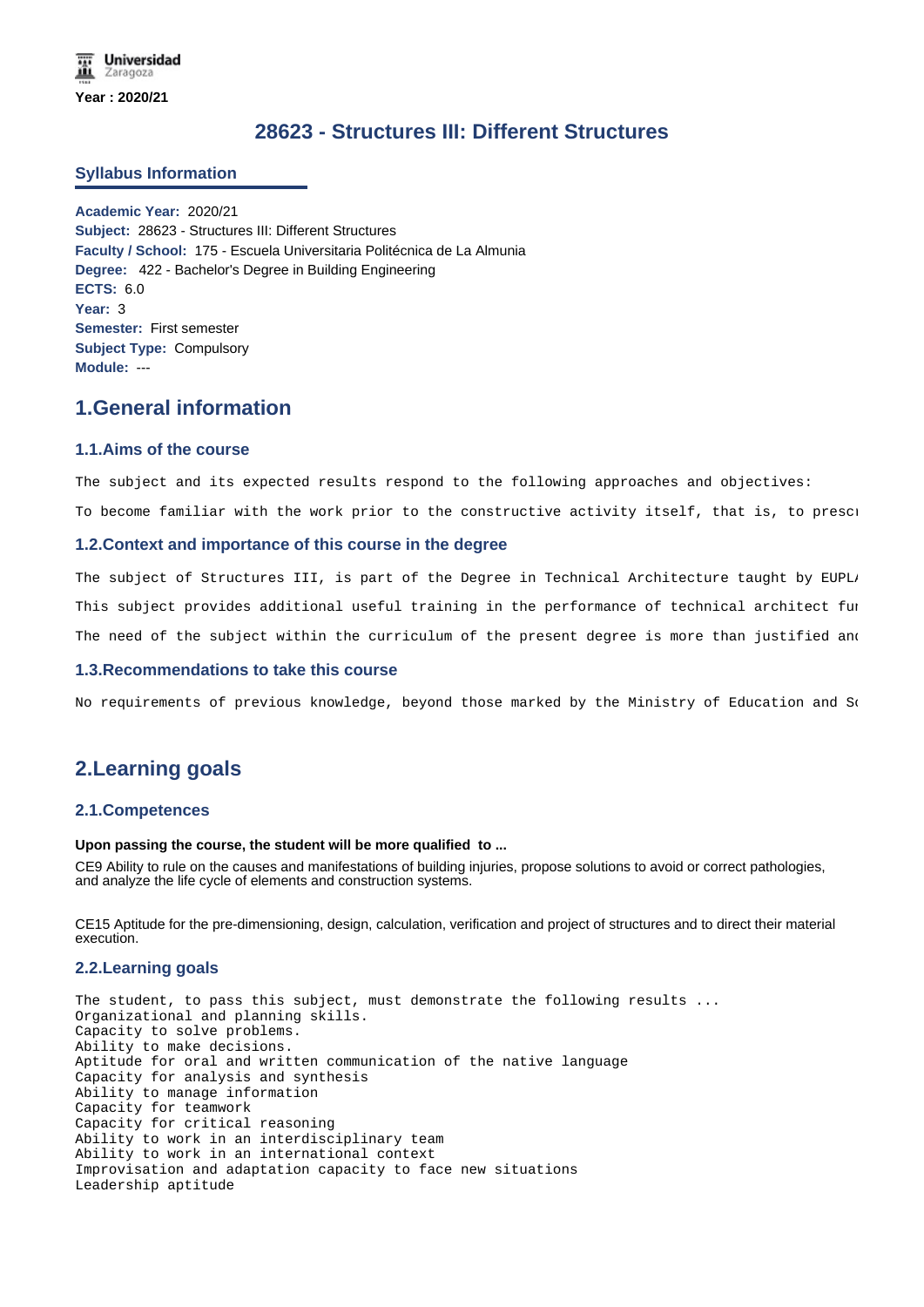Year : 2020/21

# 28623 - Structures III: Different Structures

## Syllabus Information

**Academic Year:** 2020/21
**Subject:** 28623 - Structures III: Different Structures
**Faculty / School:** 175 - Escuela Universitaria Politécnica de La Almunia
**Degree:** 422 - Bachelor's Degree in Building Engineering
**ECTS:** 6.0
**Year:** 3
**Semester:** First semester
**Subject Type:** Compulsory
**Module:** ---

## 1.General information

### 1.1.Aims of the course

The subject and its expected results respond to the following approaches and objectives:

To become familiar with the work prior to the constructive activity itself, that is, to presc

### 1.2.Context and importance of this course in the degree

The subject of Structures III, is part of the Degree in Technical Architecture taught by EUPLA

This subject provides additional useful training in the performance of technical architect fu

The need of the subject within the curriculum of the present degree is more than justified and

### 1.3.Recommendations to take this course

No requirements of previous knowledge, beyond those marked by the Ministry of Education and Sc

## 2.Learning goals

### 2.1.Competences

**Upon passing the course, the student will be more qualified to ...**

CE9 Ability to rule on the causes and manifestations of building injuries, propose solutions to avoid or correct pathologies, and analyze the life cycle of elements and construction systems.

CE15 Aptitude for the pre-dimensioning, design, calculation, verification and project of structures and to direct their material execution.

### 2.2.Learning goals

The student, to pass this subject, must demonstrate the following results ...
Organizational and planning skills.
Capacity to solve problems.
Ability to make decisions.
Aptitude for oral and written communication of the native language
Capacity for analysis and synthesis
Ability to manage information
Capacity for teamwork
Capacity for critical reasoning
Ability to work in an interdisciplinary team
Ability to work in an international context
Improvisation and adaptation capacity to face new situations
Leadership aptitude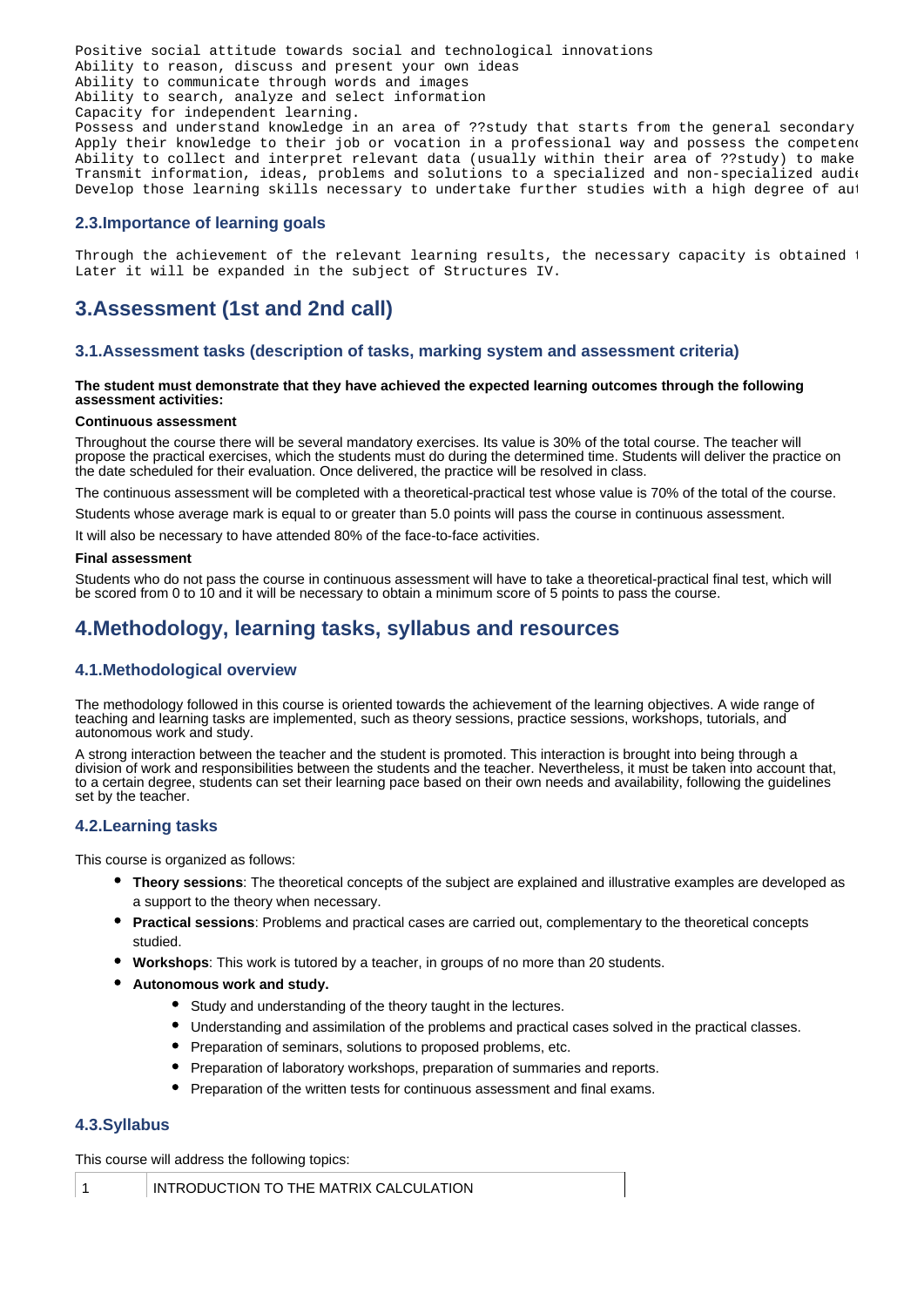Positive social attitude towards social and technological innovations
Ability to reason, discuss and present your own ideas
Ability to communicate through words and images
Ability to search, analyze and select information
Capacity for independent learning.
Possess and understand knowledge in an area of ??study that starts from the general secondary
Apply their knowledge to their job or vocation in a professional way and possess the competen
Ability to collect and interpret relevant data (usually within their area of ??study) to make
Transmit information, ideas, problems and solutions to a specialized and non-specialized audi
Develop those learning skills necessary to undertake further studies with a high degree of au

### 2.3.Importance of learning goals

Through the achievement of the relevant learning results, the necessary capacity is obtained 
Later it will be expanded in the subject of Structures IV.

## 3.Assessment (1st and 2nd call)

### 3.1.Assessment tasks (description of tasks, marking system and assessment criteria)

**The student must demonstrate that they have achieved the expected learning outcomes through the following assessment activities:**

**Continuous assessment**

Throughout the course there will be several mandatory exercises. Its value is 30% of the total course. The teacher will propose the practical exercises, which the students must do during the determined time. Students will deliver the practice on the date scheduled for their evaluation. Once delivered, the practice will be resolved in class.

The continuous assessment will be completed with a theoretical-practical test whose value is 70% of the total of the course.

Students whose average mark is equal to or greater than 5.0 points will pass the course in continuous assessment.

It will also be necessary to have attended 80% of the face-to-face activities.

**Final assessment**

Students who do not pass the course in continuous assessment will have to take a theoretical-practical final test, which will be scored from 0 to 10 and it will be necessary to obtain a minimum score of 5 points to pass the course.

## 4.Methodology, learning tasks, syllabus and resources

### 4.1.Methodological overview

The methodology followed in this course is oriented towards the achievement of the learning objectives. A wide range of teaching and learning tasks are implemented, such as theory sessions, practice sessions, workshops, tutorials, and autonomous work and study.

A strong interaction between the teacher and the student is promoted. This interaction is brought into being through a division of work and responsibilities between the students and the teacher. Nevertheless, it must be taken into account that, to a certain degree, students can set their learning pace based on their own needs and availability, following the guidelines set by the teacher.

### 4.2.Learning tasks

This course is organized as follows:

- **Theory sessions**: The theoretical concepts of the subject are explained and illustrative examples are developed as a support to the theory when necessary.
- **Practical sessions**: Problems and practical cases are carried out, complementary to the theoretical concepts studied.
- **Workshops**: This work is tutored by a teacher, in groups of no more than 20 students.
- **Autonomous work and study.**
  - Study and understanding of the theory taught in the lectures.
  - Understanding and assimilation of the problems and practical cases solved in the practical classes.
  - Preparation of seminars, solutions to proposed problems, etc.
  - Preparation of laboratory workshops, preparation of summaries and reports.
  - Preparation of the written tests for continuous assessment and final exams.

### 4.3.Syllabus

This course will address the following topics:

| | |
|---|---|
| 1 | INTRODUCTION TO THE MATRIX CALCULATION |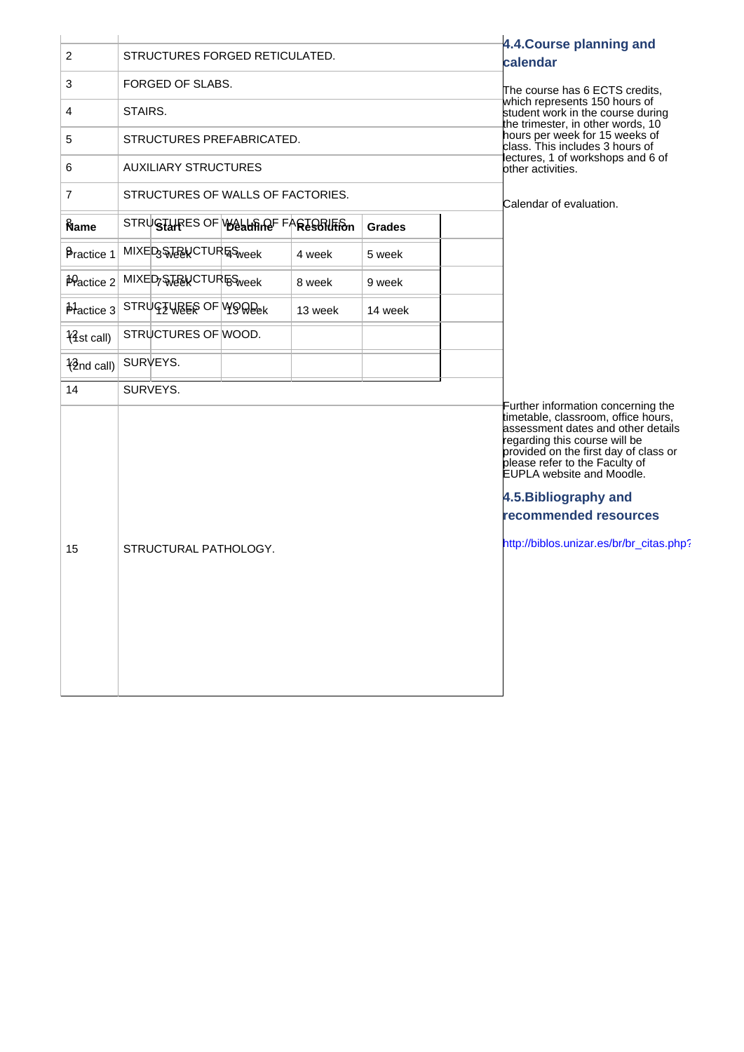| | |
|---|---|
| 2 | STRUCTURES FORGED RETICULATED. |
| 3 | FORGED OF SLABS. |
| 4 | STAIRS. |
| 5 | STRUCTURES PREFABRICATED. |
| 6 | AUXILIARY STRUCTURES |
| 7 | STRUCTURES OF WALLS OF FACTORIES. |
| 8 | STRUCTURES OF WALLS OF FACTORIES. |
| 9 | MIXED STRUCTURES. |
| 10 | MIXED STRUCTURES. |
| 11 | STRUCTURES OF WOOD. |
| 12 | STRUCTURES OF WOOD. |
| 13 | SURVEYS. |
| 14 | SURVEYS. |
| 15 | STRUCTURAL PATHOLOGY. |

## 4.4.Course planning and calendar

The course has 6 ECTS credits, which represents 150 hours of student work in the course during the trimester, in other words, 10 hours per week for 15 weeks of class. This includes 3 hours of lectures, 1 of workshops and 6 of other activities.

Calendar of evaluation.

| Name | Start | Deadline | Resolution | Grades |
|---|---|---|---|---|
| Practice 1 | 3 week | 4 week | 4 week | 5 week |
| Practice 2 | 7 week | 8 week | 8 week | 9 week |
| Practice 3 | 12 week | 13 week | 13 week | 14 week |
| (1st call) | | | | |
| (2nd call) | | | | |

Further information concerning the timetable, classroom, office hours, assessment dates and other details regarding this course will be provided on the first day of class or please refer to the Faculty of EUPLA website and Moodle.

## 4.5.Bibliography and recommended resources

http://biblos.unizar.es/br/br_citas.php?